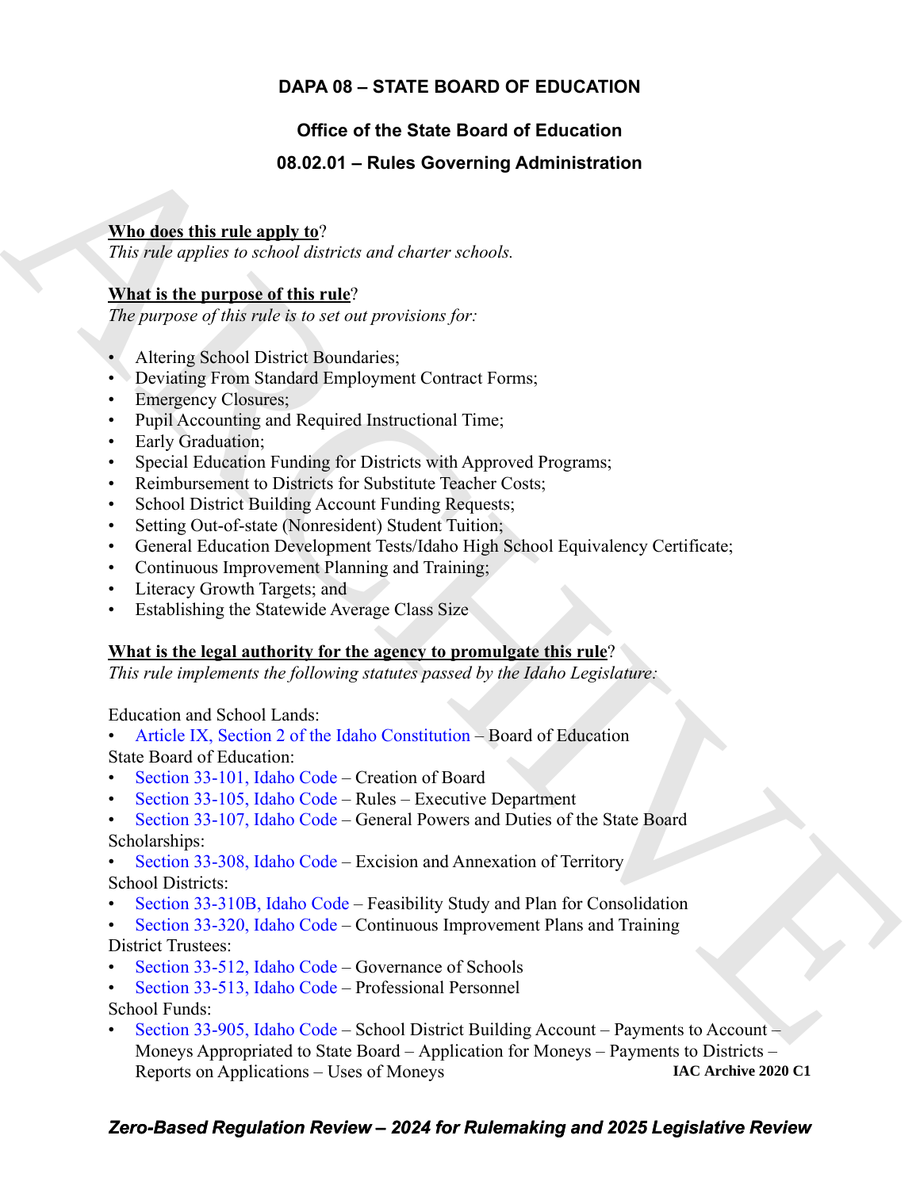# DAPA 08 – STATE BOARD OF EDUCATION

## Office of the State Board of Education

## 08.02.01 – Rules Governing Administration

**Who does this rule apply to**?
*This rule applies to school districts and charter schools.*

**What is the purpose of this rule**?
*The purpose of this rule is to set out provisions for:*

- Altering School District Boundaries;
- Deviating From Standard Employment Contract Forms;
- Emergency Closures;
- Pupil Accounting and Required Instructional Time;
- Early Graduation;
- Special Education Funding for Districts with Approved Programs;
- Reimbursement to Districts for Substitute Teacher Costs;
- School District Building Account Funding Requests;
- Setting Out-of-state (Nonresident) Student Tuition;
- General Education Development Tests/Idaho High School Equivalency Certificate;
- Continuous Improvement Planning and Training;
- Literacy Growth Targets; and
- Establishing the Statewide Average Class Size

**What is the legal authority for the agency to promulgate this rule**?
*This rule implements the following statutes passed by the Idaho Legislature:*

Education and School Lands:
- Article IX, Section 2 of the Idaho Constitution – Board of Education

State Board of Education:
- Section 33-101, Idaho Code – Creation of Board
- Section 33-105, Idaho Code – Rules – Executive Department
- Section 33-107, Idaho Code – General Powers and Duties of the State Board

Scholarships:
- Section 33-308, Idaho Code – Excision and Annexation of Territory

School Districts:
- Section 33-310B, Idaho Code – Feasibility Study and Plan for Consolidation
- Section 33-320, Idaho Code – Continuous Improvement Plans and Training

District Trustees:
- Section 33-512, Idaho Code – Governance of Schools
- Section 33-513, Idaho Code – Professional Personnel

School Funds:
- Section 33-905, Idaho Code – School District Building Account – Payments to Account – Moneys Appropriated to State Board – Application for Moneys – Payments to Districts – Reports on Applications – Uses of Moneys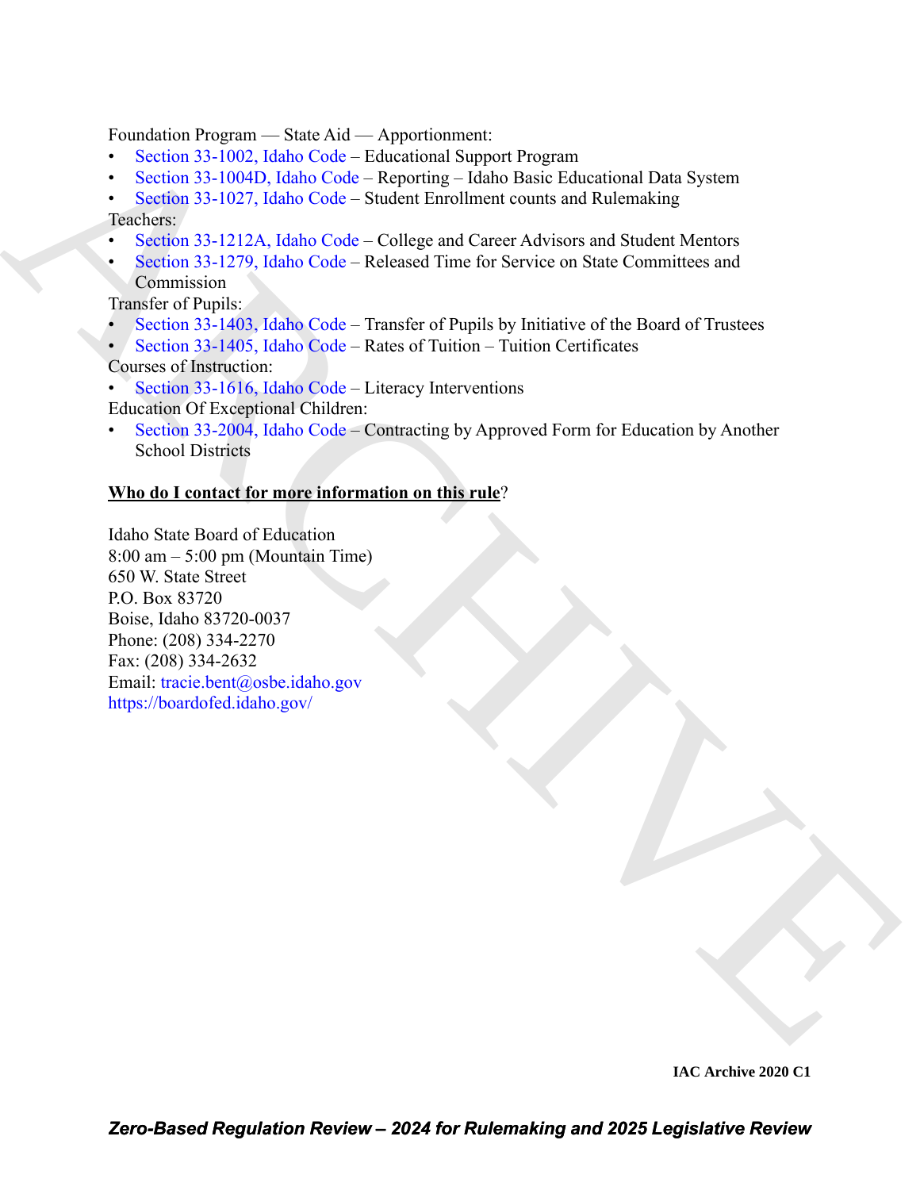Foundation Program — State Aid — Apportionment:

- Section 33-1002, Idaho Code – Educational Support Program
- Section 33-1004D, Idaho Code – Reporting – Idaho Basic Educational Data System
- Section 33-1027, Idaho Code – Student Enrollment counts and Rulemaking

Teachers:

- Section 33-1212A, Idaho Code – College and Career Advisors and Student Mentors
- Section 33-1279, Idaho Code – Released Time for Service on State Committees and Commission

Transfer of Pupils:

- Section 33-1403, Idaho Code – Transfer of Pupils by Initiative of the Board of Trustees
- Section 33-1405, Idaho Code – Rates of Tuition – Tuition Certificates

Courses of Instruction:

- Section 33-1616, Idaho Code – Literacy Interventions

Education Of Exceptional Children:

- Section 33-2004, Idaho Code – Contracting by Approved Form for Education by Another School Districts

**Who do I contact for more information on this rule**?

Idaho State Board of Education
8:00 am – 5:00 pm (Mountain Time)
650 W. State Street
P.O. Box 83720
Boise, Idaho 83720-0037
Phone: (208) 334-2270
Fax: (208) 334-2632
Email: tracie.bent@osbe.idaho.gov
https://boardofed.idaho.gov/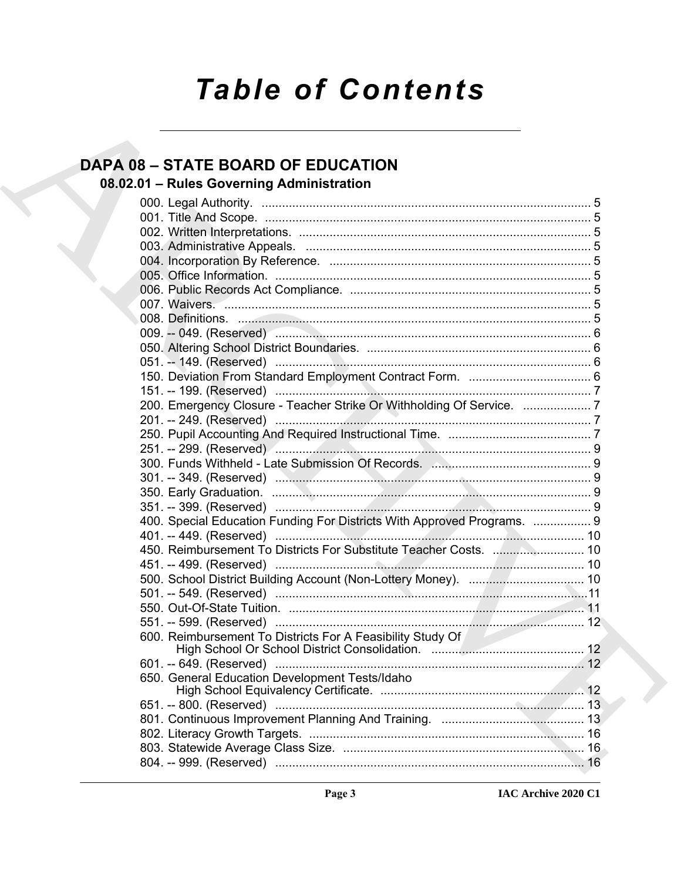# Table of Contents

## DAPA 08 – STATE BOARD OF EDUCATION

### 08.02.01 – Rules Governing Administration

000. Legal Authority. ........ 5
001. Title And Scope. ........ 5
002. Written Interpretations. ........ 5
003. Administrative Appeals. ........ 5
004. Incorporation By Reference. ........ 5
005. Office Information. ........ 5
006. Public Records Act Compliance. ........ 5
007. Waivers. ........ 5
008. Definitions. ........ 5
009. -- 049. (Reserved) ........ 6
050. Altering School District Boundaries. ........ 6
051. -- 149. (Reserved) ........ 6
150. Deviation From Standard Employment Contract Form. ........ 6
151. -- 199. (Reserved) ........ 7
200. Emergency Closure - Teacher Strike Or Withholding Of Service. ........ 7
201. -- 249. (Reserved) ........ 7
250. Pupil Accounting And Required Instructional Time. ........ 7
251. -- 299. (Reserved) ........ 9
300. Funds Withheld - Late Submission Of Records. ........ 9
301. -- 349. (Reserved) ........ 9
350. Early Graduation. ........ 9
351. -- 399. (Reserved) ........ 9
400. Special Education Funding For Districts With Approved Programs. ........ 9
401. -- 449. (Reserved) ........ 10
450. Reimbursement To Districts For Substitute Teacher Costs. ........ 10
451. -- 499. (Reserved) ........ 10
500. School District Building Account (Non-Lottery Money). ........ 10
501. -- 549. (Reserved) ........ 11
550. Out-Of-State Tuition. ........ 11
551. -- 599. (Reserved) ........ 12
600. Reimbursement To Districts For A Feasibility Study Of High School Or School District Consolidation. ........ 12
601. -- 649. (Reserved) ........ 12
650. General Education Development Tests/Idaho High School Equivalency Certificate. ........ 12
651. -- 800. (Reserved) ........ 13
801. Continuous Improvement Planning And Training. ........ 13
802. Literacy Growth Targets. ........ 16
803. Statewide Average Class Size. ........ 16
804. -- 999. (Reserved) ........ 16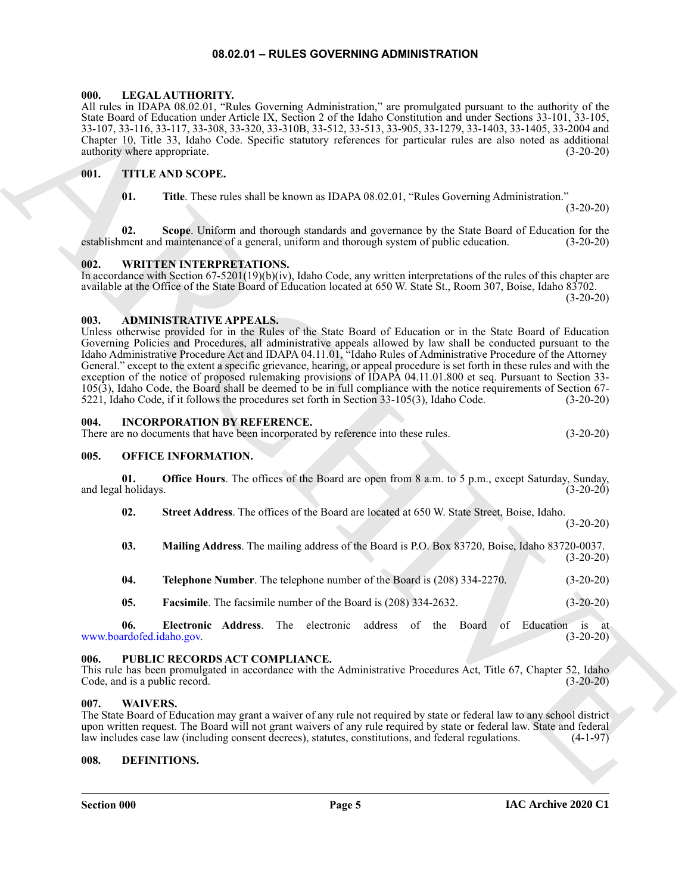# 08.02.01 – RULES GOVERNING ADMINISTRATION

**000. LEGAL AUTHORITY.**
All rules in IDAPA 08.02.01, "Rules Governing Administration," are promulgated pursuant to the authority of the State Board of Education under Article IX, Section 2 of the Idaho Constitution and under Sections 33-101, 33-105, 33-107, 33-116, 33-117, 33-308, 33-320, 33-310B, 33-512, 33-513, 33-905, 33-1279, 33-1403, 33-1405, 33-2004 and Chapter 10, Title 33, Idaho Code. Specific statutory references for particular rules are also noted as additional authority where appropriate. (3-20-20)

**001. TITLE AND SCOPE.**

**01. Title**. These rules shall be known as IDAPA 08.02.01, "Rules Governing Administration." (3-20-20)

**02. Scope**. Uniform and thorough standards and governance by the State Board of Education for the establishment and maintenance of a general, uniform and thorough system of public education. (3-20-20)

**002. WRITTEN INTERPRETATIONS.**
In accordance with Section 67-5201(19)(b)(iv), Idaho Code, any written interpretations of the rules of this chapter are available at the Office of the State Board of Education located at 650 W. State St., Room 307, Boise, Idaho 83702. (3-20-20)

**003. ADMINISTRATIVE APPEALS.**
Unless otherwise provided for in the Rules of the State Board of Education or in the State Board of Education Governing Policies and Procedures, all administrative appeals allowed by law shall be conducted pursuant to the Idaho Administrative Procedure Act and IDAPA 04.11.01, "Idaho Rules of Administrative Procedure of the Attorney General." except to the extent a specific grievance, hearing, or appeal procedure is set forth in these rules and with the exception of the notice of proposed rulemaking provisions of IDAPA 04.11.01.800 et seq. Pursuant to Section 33-105(3), Idaho Code, the Board shall be deemed to be in full compliance with the notice requirements of Section 67-5221, Idaho Code, if it follows the procedures set forth in Section 33-105(3), Idaho Code. (3-20-20)

**004. INCORPORATION BY REFERENCE.**
There are no documents that have been incorporated by reference into these rules. (3-20-20)

**005. OFFICE INFORMATION.**

**01. Office Hours**. The offices of the Board are open from 8 a.m. to 5 p.m., except Saturday, Sunday, and legal holidays. (3-20-20)

**02. Street Address**. The offices of the Board are located at 650 W. State Street, Boise, Idaho. (3-20-20)

**03. Mailing Address**. The mailing address of the Board is P.O. Box 83720, Boise, Idaho 83720-0037. (3-20-20)

**04. Telephone Number**. The telephone number of the Board is (208) 334-2270. (3-20-20)

**05. Facsimile**. The facsimile number of the Board is (208) 334-2632. (3-20-20)

**06. Electronic Address**. The electronic address of the Board of Education is at www.boardofed.idaho.gov. (3-20-20)

**006. PUBLIC RECORDS ACT COMPLIANCE.**
This rule has been promulgated in accordance with the Administrative Procedures Act, Title 67, Chapter 52, Idaho Code, and is a public record. (3-20-20)

**007. WAIVERS.**
The State Board of Education may grant a waiver of any rule not required by state or federal law to any school district upon written request. The Board will not grant waivers of any rule required by state or federal law. State and federal law includes case law (including consent decrees), statutes, constitutions, and federal regulations. (4-1-97)

**008. DEFINITIONS.**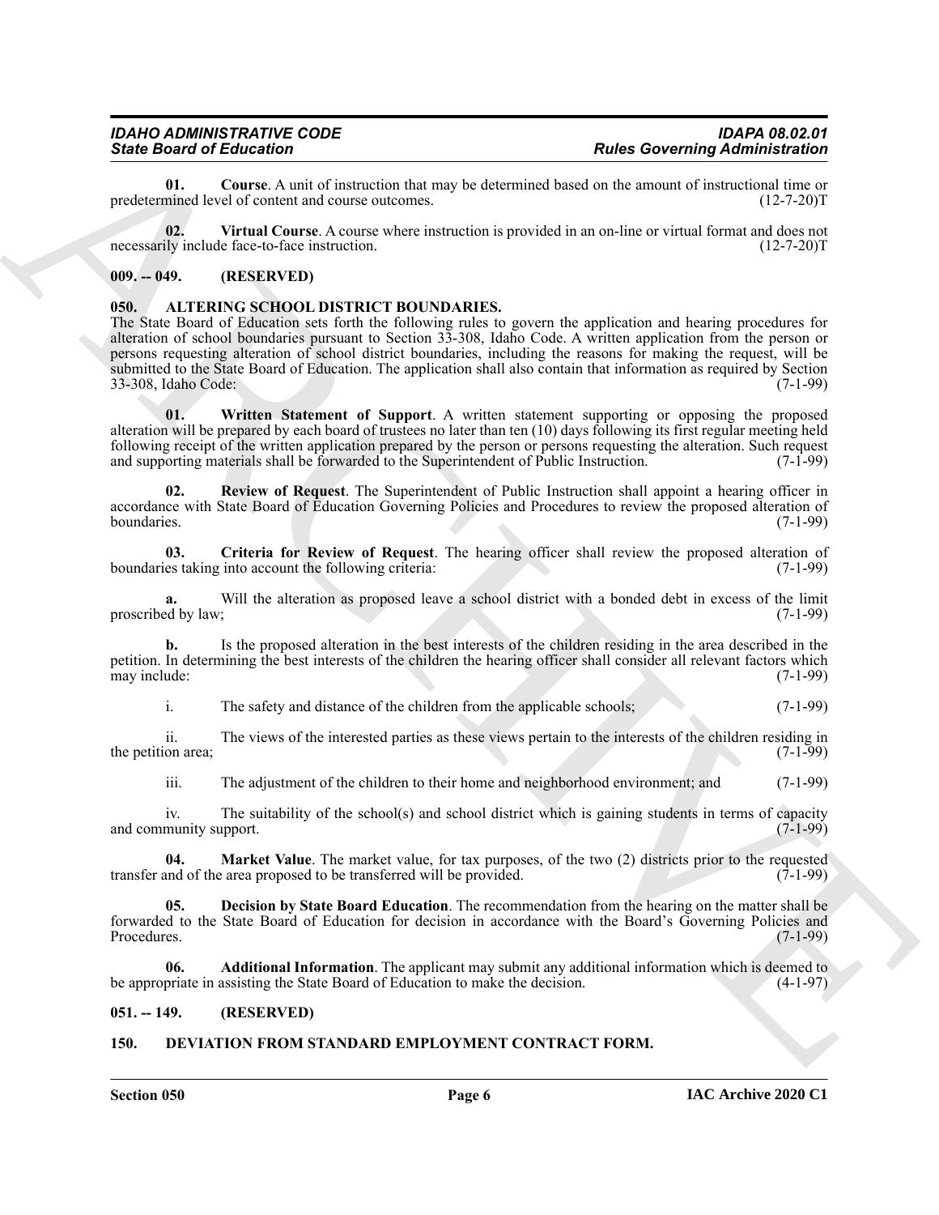**01. Course**. A unit of instruction that may be determined based on the amount of instructional time or predetermined level of content and course outcomes. (12-7-20)T

**02. Virtual Course**. A course where instruction is provided in an on-line or virtual format and does not necessarily include face-to-face instruction. (12-7-20)T

## 009. -- 049. (RESERVED)

## 050. ALTERING SCHOOL DISTRICT BOUNDARIES.

The State Board of Education sets forth the following rules to govern the application and hearing procedures for alteration of school boundaries pursuant to Section 33-308, Idaho Code. A written application from the person or persons requesting alteration of school district boundaries, including the reasons for making the request, will be submitted to the State Board of Education. The application shall also contain that information as required by Section 33-308, Idaho Code: (7-1-99)

**01. Written Statement of Support**. A written statement supporting or opposing the proposed alteration will be prepared by each board of trustees no later than ten (10) days following its first regular meeting held following receipt of the written application prepared by the person or persons requesting the alteration. Such request and supporting materials shall be forwarded to the Superintendent of Public Instruction. (7-1-99)

**02. Review of Request**. The Superintendent of Public Instruction shall appoint a hearing officer in accordance with State Board of Education Governing Policies and Procedures to review the proposed alteration of boundaries. (7-1-99)

**03. Criteria for Review of Request**. The hearing officer shall review the proposed alteration of boundaries taking into account the following criteria: (7-1-99)

**a.** Will the alteration as proposed leave a school district with a bonded debt in excess of the limit proscribed by law; (7-1-99)

**b.** Is the proposed alteration in the best interests of the children residing in the area described in the petition. In determining the best interests of the children the hearing officer shall consider all relevant factors which may include: (7-1-99)

i. The safety and distance of the children from the applicable schools; (7-1-99)

ii. The views of the interested parties as these views pertain to the interests of the children residing in the petition area; (7-1-99)

iii. The adjustment of the children to their home and neighborhood environment; and (7-1-99)

iv. The suitability of the school(s) and school district which is gaining students in terms of capacity and community support. (7-1-99)

**04. Market Value**. The market value, for tax purposes, of the two (2) districts prior to the requested transfer and of the area proposed to be transferred will be provided. (7-1-99)

**05. Decision by State Board Education**. The recommendation from the hearing on the matter shall be forwarded to the State Board of Education for decision in accordance with the Board's Governing Policies and Procedures. (7-1-99)

**06. Additional Information**. The applicant may submit any additional information which is deemed to be appropriate in assisting the State Board of Education to make the decision. (4-1-97)

## 051. -- 149. (RESERVED)

## 150. DEVIATION FROM STANDARD EMPLOYMENT CONTRACT FORM.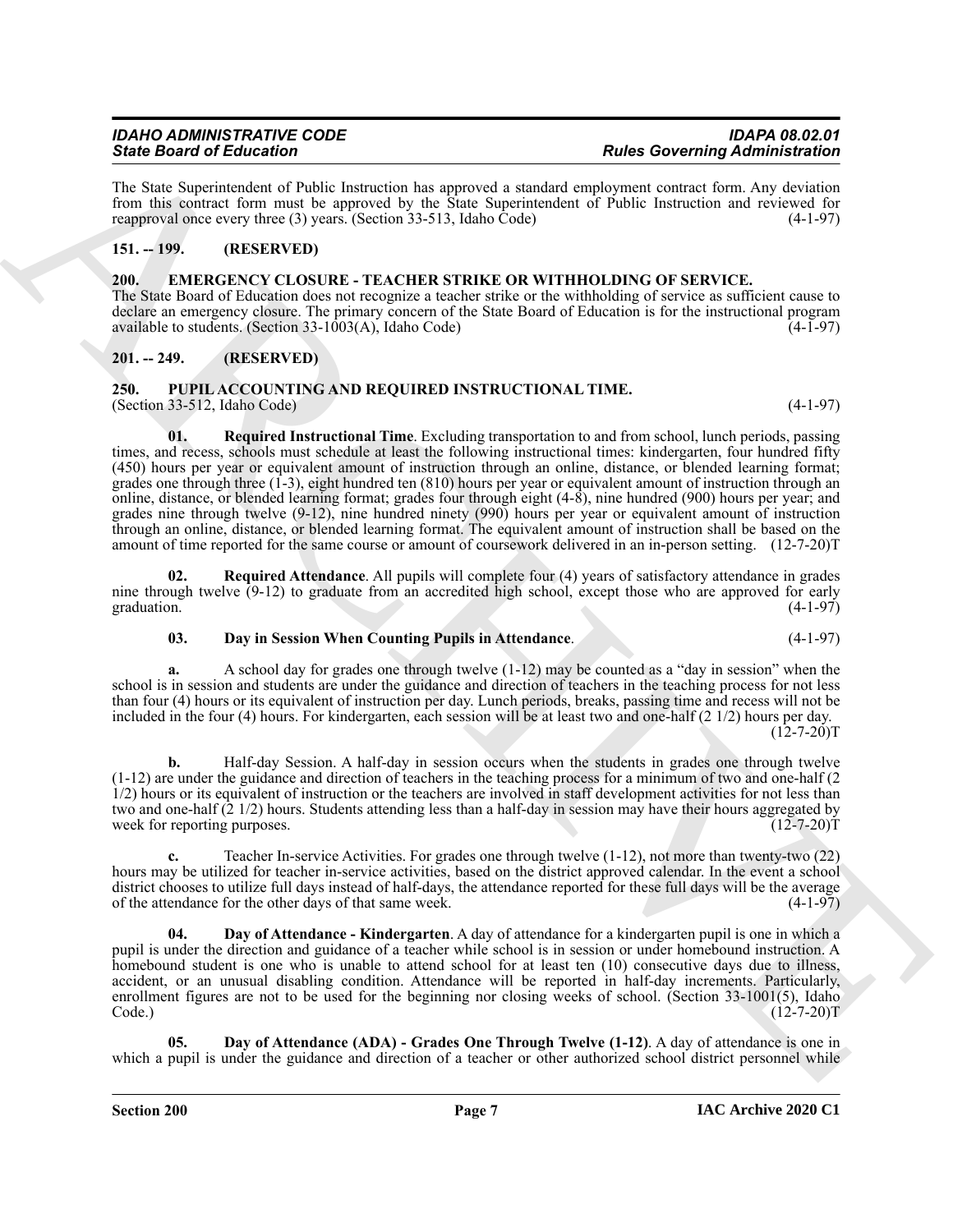The State Superintendent of Public Instruction has approved a standard employment contract form. Any deviation from this contract form must be approved by the State Superintendent of Public Instruction and reviewed for reapproval once every three (3) years. (Section 33-513, Idaho Code) (4-1-97)

## 151. -- 199. (RESERVED)

## 200. EMERGENCY CLOSURE - TEACHER STRIKE OR WITHHOLDING OF SERVICE.

The State Board of Education does not recognize a teacher strike or the withholding of service as sufficient cause to declare an emergency closure. The primary concern of the State Board of Education is for the instructional program available to students. (Section 33-1003(A), Idaho Code) (4-1-97)

## 201. -- 249. (RESERVED)

## 250. PUPIL ACCOUNTING AND REQUIRED INSTRUCTIONAL TIME.

(Section 33-512, Idaho Code) (4-1-97)

**01. Required Instructional Time**. Excluding transportation to and from school, lunch periods, passing times, and recess, schools must schedule at least the following instructional times: kindergarten, four hundred fifty (450) hours per year or equivalent amount of instruction through an online, distance, or blended learning format; grades one through three (1-3), eight hundred ten (810) hours per year or equivalent amount of instruction through an online, distance, or blended learning format; grades four through eight (4-8), nine hundred (900) hours per year; and grades nine through twelve (9-12), nine hundred ninety (990) hours per year or equivalent amount of instruction through an online, distance, or blended learning format. The equivalent amount of instruction shall be based on the amount of time reported for the same course or amount of coursework delivered in an in-person setting. (12-7-20)T

**02. Required Attendance**. All pupils will complete four (4) years of satisfactory attendance in grades nine through twelve (9-12) to graduate from an accredited high school, except those who are approved for early graduation. (4-1-97)

**03. Day in Session When Counting Pupils in Attendance**. (4-1-97)

**a.** A school day for grades one through twelve (1-12) may be counted as a "day in session" when the school is in session and students are under the guidance and direction of teachers in the teaching process for not less than four (4) hours or its equivalent of instruction per day. Lunch periods, breaks, passing time and recess will not be included in the four (4) hours. For kindergarten, each session will be at least two and one-half (2 1/2) hours per day. (12-7-20)T

**b.** Half-day Session. A half-day in session occurs when the students in grades one through twelve (1-12) are under the guidance and direction of teachers in the teaching process for a minimum of two and one-half (2 1/2) hours or its equivalent of instruction or the teachers are involved in staff development activities for not less than two and one-half (2 1/2) hours. Students attending less than a half-day in session may have their hours aggregated by week for reporting purposes. (12-7-20)T

**c.** Teacher In-service Activities. For grades one through twelve (1-12), not more than twenty-two (22) hours may be utilized for teacher in-service activities, based on the district approved calendar. In the event a school district chooses to utilize full days instead of half-days, the attendance reported for these full days will be the average of the attendance for the other days of that same week. (4-1-97)

**04. Day of Attendance - Kindergarten**. A day of attendance for a kindergarten pupil is one in which a pupil is under the direction and guidance of a teacher while school is in session or under homebound instruction. A homebound student is one who is unable to attend school for at least ten (10) consecutive days due to illness, accident, or an unusual disabling condition. Attendance will be reported in half-day increments. Particularly, enrollment figures are not to be used for the beginning nor closing weeks of school. (Section 33-1001(5), Idaho Code.) (12-7-20)T

**05. Day of Attendance (ADA) - Grades One Through Twelve (1-12)**. A day of attendance is one in which a pupil is under the guidance and direction of a teacher or other authorized school district personnel while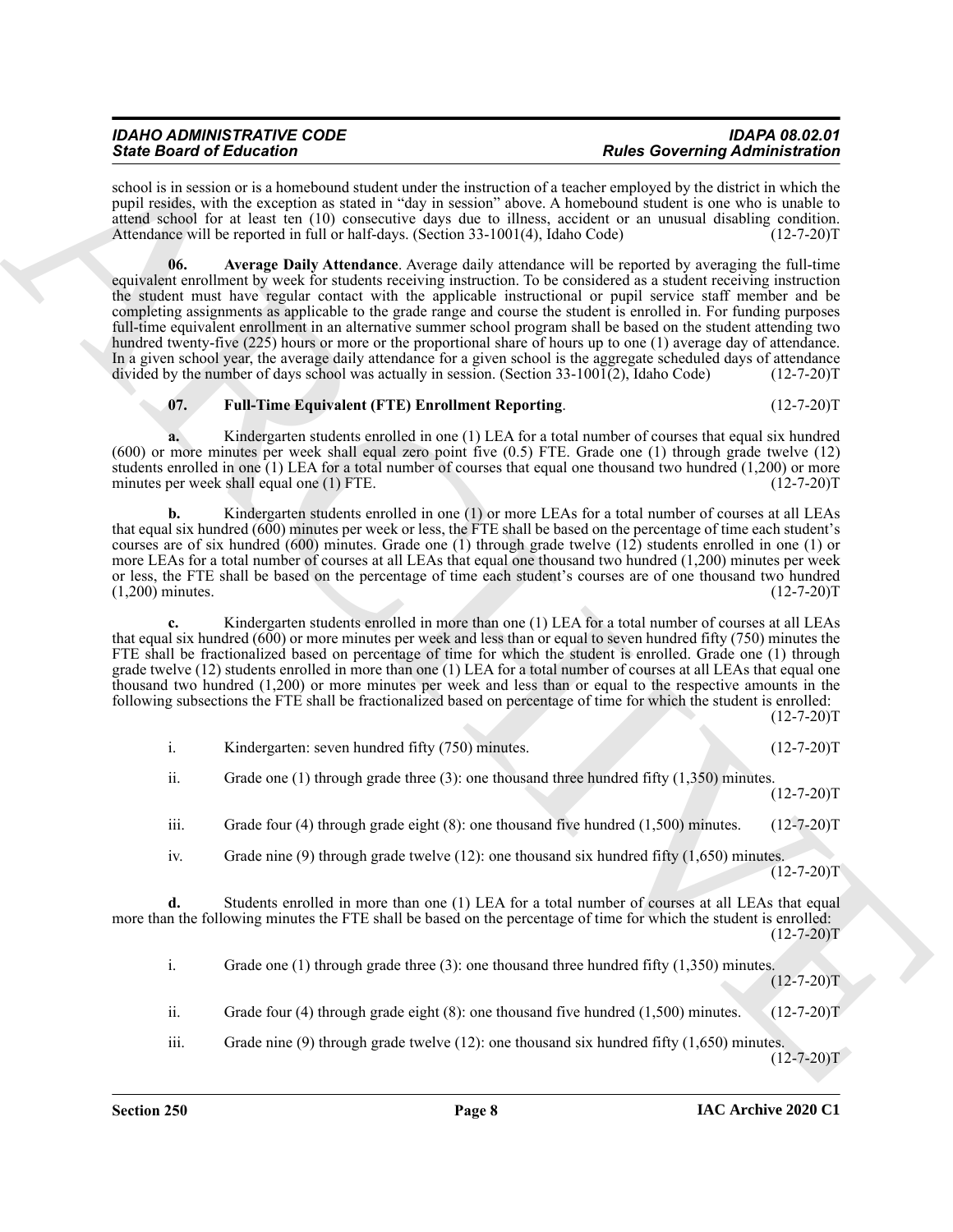school is in session or is a homebound student under the instruction of a teacher employed by the district in which the pupil resides, with the exception as stated in "day in session" above. A homebound student is one who is unable to attend school for at least ten (10) consecutive days due to illness, accident or an unusual disabling condition. Attendance will be reported in full or half-days. (Section 33-1001(4), Idaho Code) (12-7-20)T

**06. Average Daily Attendance**. Average daily attendance will be reported by averaging the full-time equivalent enrollment by week for students receiving instruction. To be considered as a student receiving instruction the student must have regular contact with the applicable instructional or pupil service staff member and be completing assignments as applicable to the grade range and course the student is enrolled in. For funding purposes full-time equivalent enrollment in an alternative summer school program shall be based on the student attending two hundred twenty-five (225) hours or more or the proportional share of hours up to one (1) average day of attendance. In a given school year, the average daily attendance for a given school is the aggregate scheduled days of attendance divided by the number of days school was actually in session. (Section 33-1001(2), Idaho Code) (12-7-20)T

**07. Full-Time Equivalent (FTE) Enrollment Reporting**. (12-7-20)T

**a.** Kindergarten students enrolled in one (1) LEA for a total number of courses that equal six hundred (600) or more minutes per week shall equal zero point five (0.5) FTE. Grade one (1) through grade twelve (12) students enrolled in one (1) LEA for a total number of courses that equal one thousand two hundred (1,200) or more minutes per week shall equal one (1) FTE. (12-7-20)T

**b.** Kindergarten students enrolled in one (1) or more LEAs for a total number of courses at all LEAs that equal six hundred (600) minutes per week or less, the FTE shall be based on the percentage of time each student's courses are of six hundred (600) minutes. Grade one (1) through grade twelve (12) students enrolled in one (1) or more LEAs for a total number of courses at all LEAs that equal one thousand two hundred (1,200) minutes per week or less, the FTE shall be based on the percentage of time each student's courses are of one thousand two hundred (1,200) minutes. (12-7-20)T

**c.** Kindergarten students enrolled in more than one (1) LEA for a total number of courses at all LEAs that equal six hundred (600) or more minutes per week and less than or equal to seven hundred fifty (750) minutes the FTE shall be fractionalized based on percentage of time for which the student is enrolled. Grade one (1) through grade twelve (12) students enrolled in more than one (1) LEA for a total number of courses at all LEAs that equal one thousand two hundred (1,200) or more minutes per week and less than or equal to the respective amounts in the following subsections the FTE shall be fractionalized based on percentage of time for which the student is enrolled: (12-7-20)T

i. Kindergarten: seven hundred fifty (750) minutes. (12-7-20)T

ii. Grade one (1) through grade three (3): one thousand three hundred fifty (1,350) minutes. (12-7-20)T

iii. Grade four (4) through grade eight (8): one thousand five hundred (1,500) minutes. (12-7-20)T

iv. Grade nine (9) through grade twelve (12): one thousand six hundred fifty (1,650) minutes. (12-7-20)T

**d.** Students enrolled in more than one (1) LEA for a total number of courses at all LEAs that equal more than the following minutes the FTE shall be based on the percentage of time for which the student is enrolled: (12-7-20)T

i. Grade one (1) through grade three (3): one thousand three hundred fifty (1,350) minutes. (12-7-20)T

ii. Grade four (4) through grade eight (8): one thousand five hundred (1,500) minutes. (12-7-20)T

iii. Grade nine (9) through grade twelve (12): one thousand six hundred fifty (1,650) minutes. (12-7-20)T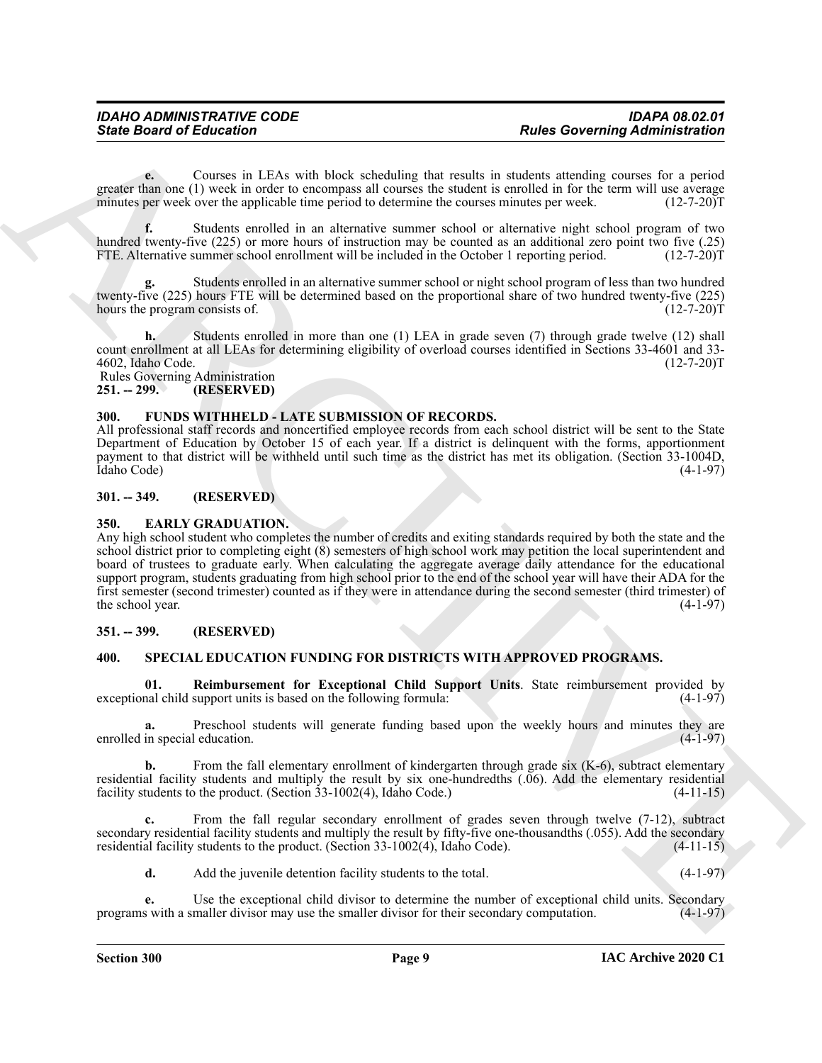**e.** Courses in LEAs with block scheduling that results in students attending courses for a period greater than one (1) week in order to encompass all courses the student is enrolled in for the term will use average minutes per week over the applicable time period to determine the courses minutes per week. (12-7-20)T

**f.** Students enrolled in an alternative summer school or alternative night school program of two hundred twenty-five (225) or more hours of instruction may be counted as an additional zero point two five (.25) FTE. Alternative summer school enrollment will be included in the October 1 reporting period. (12-7-20)T

**g.** Students enrolled in an alternative summer school or night school program of less than two hundred twenty-five (225) hours FTE will be determined based on the proportional share of two hundred twenty-five (225) hours the program consists of. (12-7-20)T

**h.** Students enrolled in more than one (1) LEA in grade seven (7) through grade twelve (12) shall count enrollment at all LEAs for determining eligibility of overload courses identified in Sections 33-4601 and 33-4602, Idaho Code. (12-7-20)T

Rules Governing Administration

### 251. -- 299. (RESERVED)

### 300. FUNDS WITHHELD - LATE SUBMISSION OF RECORDS.

All professional staff records and noncertified employee records from each school district will be sent to the State Department of Education by October 15 of each year. If a district is delinquent with the forms, apportionment payment to that district will be withheld until such time as the district has met its obligation. (Section 33-1004D, Idaho Code) (4-1-97)

### 301. -- 349. (RESERVED)

### 350. EARLY GRADUATION.

Any high school student who completes the number of credits and exiting standards required by both the state and the school district prior to completing eight (8) semesters of high school work may petition the local superintendent and board of trustees to graduate early. When calculating the aggregate average daily attendance for the educational support program, students graduating from high school prior to the end of the school year will have their ADA for the first semester (second trimester) counted as if they were in attendance during the second semester (third trimester) of the school year. (4-1-97)

### 351. -- 399. (RESERVED)

### 400. SPECIAL EDUCATION FUNDING FOR DISTRICTS WITH APPROVED PROGRAMS.

**01. Reimbursement for Exceptional Child Support Units**. State reimbursement provided by exceptional child support units is based on the following formula: (4-1-97)

**a.** Preschool students will generate funding based upon the weekly hours and minutes they are enrolled in special education. (4-1-97)

**b.** From the fall elementary enrollment of kindergarten through grade six (K-6), subtract elementary residential facility students and multiply the result by six one-hundredths (.06). Add the elementary residential facility students to the product. (Section 33-1002(4), Idaho Code.) (4-11-15)

**c.** From the fall regular secondary enrollment of grades seven through twelve (7-12), subtract secondary residential facility students and multiply the result by fifty-five one-thousandths (.055). Add the secondary residential facility students to the product. (Section 33-1002(4), Idaho Code). (4-11-15)

**d.** Add the juvenile detention facility students to the total. (4-1-97)

**e.** Use the exceptional child divisor to determine the number of exceptional child units. Secondary programs with a smaller divisor may use the smaller divisor for their secondary computation. (4-1-97)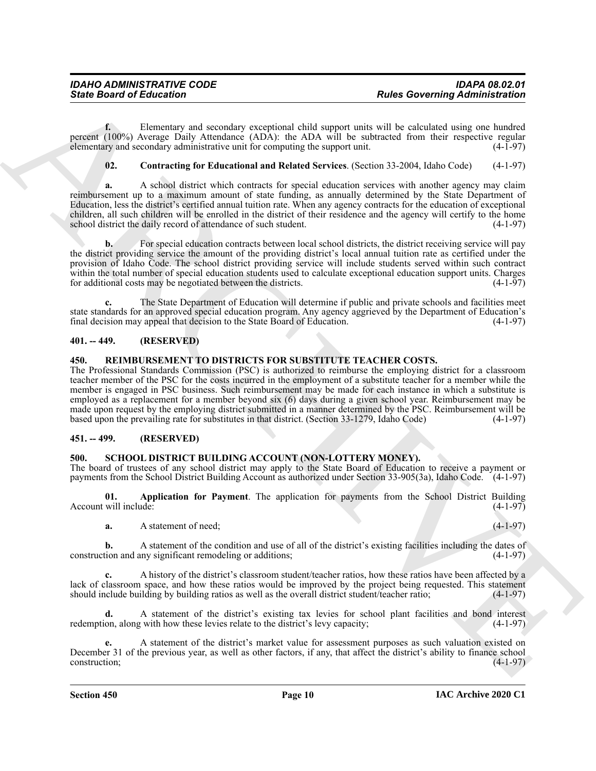**f.** Elementary and secondary exceptional child support units will be calculated using one hundred percent (100%) Average Daily Attendance (ADA): the ADA will be subtracted from their respective regular elementary and secondary administrative unit for computing the support unit. (4-1-97)

**02. Contracting for Educational and Related Services**. (Section 33-2004, Idaho Code) (4-1-97)

**a.** A school district which contracts for special education services with another agency may claim reimbursement up to a maximum amount of state funding, as annually determined by the State Department of Education, less the district's certified annual tuition rate. When any agency contracts for the education of exceptional children, all such children will be enrolled in the district of their residence and the agency will certify to the home school district the daily record of attendance of such student. (4-1-97)

**b.** For special education contracts between local school districts, the district receiving service will pay the district providing service the amount of the providing district's local annual tuition rate as certified under the provision of Idaho Code. The school district providing service will include students served within such contract within the total number of special education students used to calculate exceptional education support units. Charges for additional costs may be negotiated between the districts. (4-1-97)

**c.** The State Department of Education will determine if public and private schools and facilities meet state standards for an approved special education program. Any agency aggrieved by the Department of Education's final decision may appeal that decision to the State Board of Education. (4-1-97)

## 401. -- 449. (RESERVED)

## 450. REIMBURSEMENT TO DISTRICTS FOR SUBSTITUTE TEACHER COSTS.

The Professional Standards Commission (PSC) is authorized to reimburse the employing district for a classroom teacher member of the PSC for the costs incurred in the employment of a substitute teacher for a member while the member is engaged in PSC business. Such reimbursement may be made for each instance in which a substitute is employed as a replacement for a member beyond six (6) days during a given school year. Reimbursement may be made upon request by the employing district submitted in a manner determined by the PSC. Reimbursement will be based upon the prevailing rate for substitutes in that district. (Section 33-1279, Idaho Code) (4-1-97)

## 451. -- 499. (RESERVED)

## 500. SCHOOL DISTRICT BUILDING ACCOUNT (NON-LOTTERY MONEY).

The board of trustees of any school district may apply to the State Board of Education to receive a payment or payments from the School District Building Account as authorized under Section 33-905(3a), Idaho Code. (4-1-97)

**01. Application for Payment**. The application for payments from the School District Building Account will include: (4-1-97)

**a.** A statement of need; (4-1-97)

**b.** A statement of the condition and use of all of the district's existing facilities including the dates of construction and any significant remodeling or additions; (4-1-97)

**c.** A history of the district's classroom student/teacher ratios, how these ratios have been affected by a lack of classroom space, and how these ratios would be improved by the project being requested. This statement should include building by building ratios as well as the overall district student/teacher ratio; (4-1-97)

**d.** A statement of the district's existing tax levies for school plant facilities and bond interest redemption, along with how these levies relate to the district's levy capacity; (4-1-97)

**e.** A statement of the district's market value for assessment purposes as such valuation existed on December 31 of the previous year, as well as other factors, if any, that affect the district's ability to finance school construction; (4-1-97)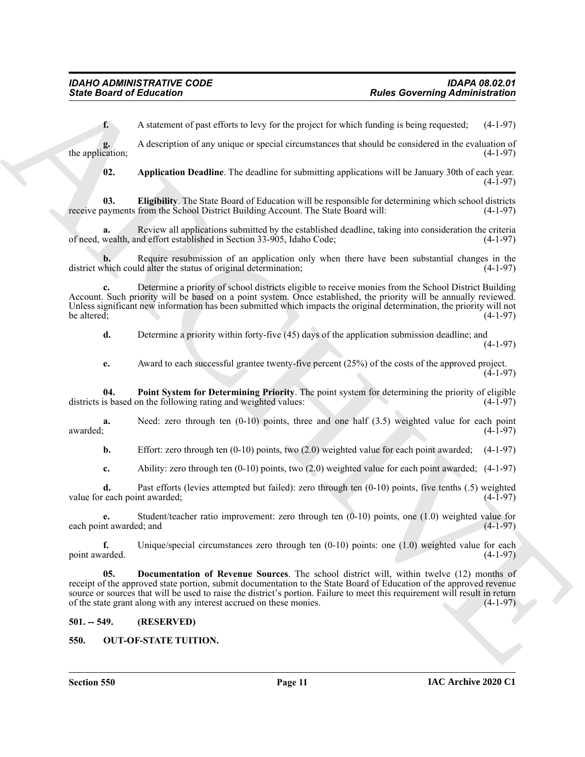**f.** A statement of past efforts to levy for the project for which funding is being requested; (4-1-97)

**g.** A description of any unique or special circumstances that should be considered in the evaluation of the application; (4-1-97)

**02. Application Deadline**. The deadline for submitting applications will be January 30th of each year. (4-1-97)

**03. Eligibility**. The State Board of Education will be responsible for determining which school districts receive payments from the School District Building Account. The State Board will: (4-1-97)

**a.** Review all applications submitted by the established deadline, taking into consideration the criteria of need, wealth, and effort established in Section 33-905, Idaho Code; (4-1-97)

**b.** Require resubmission of an application only when there have been substantial changes in the district which could alter the status of original determination; (4-1-97)

**c.** Determine a priority of school districts eligible to receive monies from the School District Building Account. Such priority will be based on a point system. Once established, the priority will be annually reviewed. Unless significant new information has been submitted which impacts the original determination, the priority will not be altered; (4-1-97)

**d.** Determine a priority within forty-five (45) days of the application submission deadline; and (4-1-97)

**e.** Award to each successful grantee twenty-five percent (25%) of the costs of the approved project. (4-1-97)

**04. Point System for Determining Priority**. The point system for determining the priority of eligible districts is based on the following rating and weighted values: (4-1-97)

**a.** Need: zero through ten (0-10) points, three and one half (3.5) weighted value for each point awarded; (4-1-97)

**b.** Effort: zero through ten (0-10) points, two (2.0) weighted value for each point awarded; (4-1-97)

**c.** Ability: zero through ten (0-10) points, two (2.0) weighted value for each point awarded; (4-1-97)

**d.** Past efforts (levies attempted but failed): zero through ten (0-10) points, five tenths (.5) weighted value for each point awarded; (4-1-97)

**e.** Student/teacher ratio improvement: zero through ten (0-10) points, one (1.0) weighted value for each point awarded; and (4-1-97)

**f.** Unique/special circumstances zero through ten (0-10) points: one (1.0) weighted value for each point awarded. (4-1-97)

**05. Documentation of Revenue Sources**. The school district will, within twelve (12) months of receipt of the approved state portion, submit documentation to the State Board of Education of the approved revenue source or sources that will be used to raise the district's portion. Failure to meet this requirement will result in return of the state grant along with any interest accrued on these monies. (4-1-97)

## 501. -- 549. (RESERVED)

## 550. OUT-OF-STATE TUITION.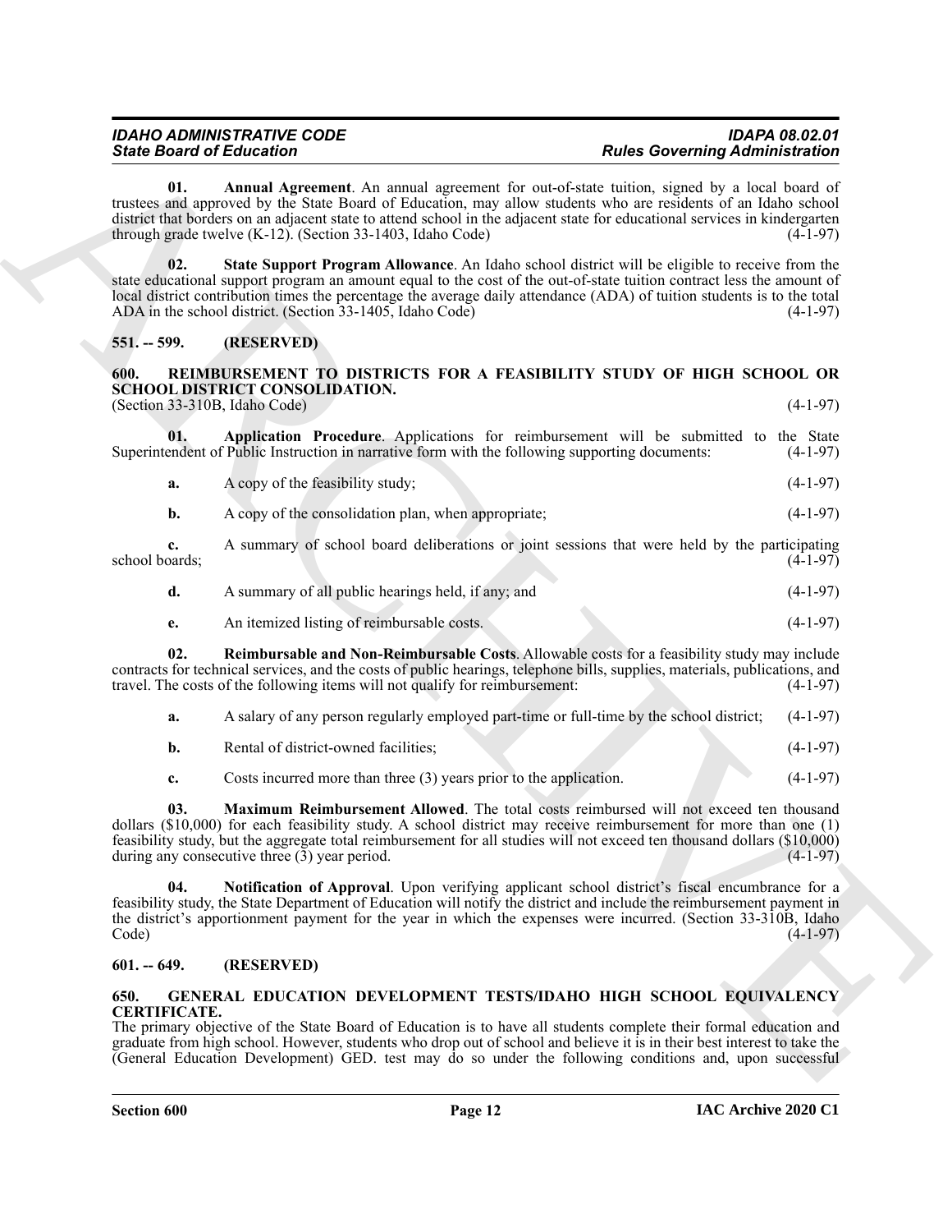**01. Annual Agreement**. An annual agreement for out-of-state tuition, signed by a local board of trustees and approved by the State Board of Education, may allow students who are residents of an Idaho school district that borders on an adjacent state to attend school in the adjacent state for educational services in kindergarten through grade twelve (K-12). (Section 33-1403, Idaho Code) (4-1-97)

**02. State Support Program Allowance**. An Idaho school district will be eligible to receive from the state educational support program an amount equal to the cost of the out-of-state tuition contract less the amount of local district contribution times the percentage the average daily attendance (ADA) of tuition students is to the total ADA in the school district. (Section 33-1405, Idaho Code) (4-1-97)

## 551. -- 599. (RESERVED)

## 600. REIMBURSEMENT TO DISTRICTS FOR A FEASIBILITY STUDY OF HIGH SCHOOL OR SCHOOL DISTRICT CONSOLIDATION.

(Section 33-310B, Idaho Code) (4-1-97)

**01. Application Procedure**. Applications for reimbursement will be submitted to the State Superintendent of Public Instruction in narrative form with the following supporting documents: (4-1-97)

**a.** A copy of the feasibility study; (4-1-97)

**b.** A copy of the consolidation plan, when appropriate; (4-1-97)

**c.** A summary of school board deliberations or joint sessions that were held by the participating school boards; (4-1-97)

**d.** A summary of all public hearings held, if any; and (4-1-97)

**e.** An itemized listing of reimbursable costs. (4-1-97)

**02. Reimbursable and Non-Reimbursable Costs**. Allowable costs for a feasibility study may include contracts for technical services, and the costs of public hearings, telephone bills, supplies, materials, publications, and travel. The costs of the following items will not qualify for reimbursement: (4-1-97)

**a.** A salary of any person regularly employed part-time or full-time by the school district; (4-1-97)

**b.** Rental of district-owned facilities; (4-1-97)

**c.** Costs incurred more than three (3) years prior to the application. (4-1-97)

**03. Maximum Reimbursement Allowed**. The total costs reimbursed will not exceed ten thousand dollars ($10,000) for each feasibility study. A school district may receive reimbursement for more than one (1) feasibility study, but the aggregate total reimbursement for all studies will not exceed ten thousand dollars ($10,000) during any consecutive three (3) year period. (4-1-97)

**04. Notification of Approval**. Upon verifying applicant school district's fiscal encumbrance for a feasibility study, the State Department of Education will notify the district and include the reimbursement payment in the district's apportionment payment for the year in which the expenses were incurred. (Section 33-310B, Idaho Code) (4-1-97)

## 601. -- 649. (RESERVED)

## 650. GENERAL EDUCATION DEVELOPMENT TESTS/IDAHO HIGH SCHOOL EQUIVALENCY CERTIFICATE.

The primary objective of the State Board of Education is to have all students complete their formal education and graduate from high school. However, students who drop out of school and believe it is in their best interest to take the (General Education Development) GED. test may do so under the following conditions and, upon successful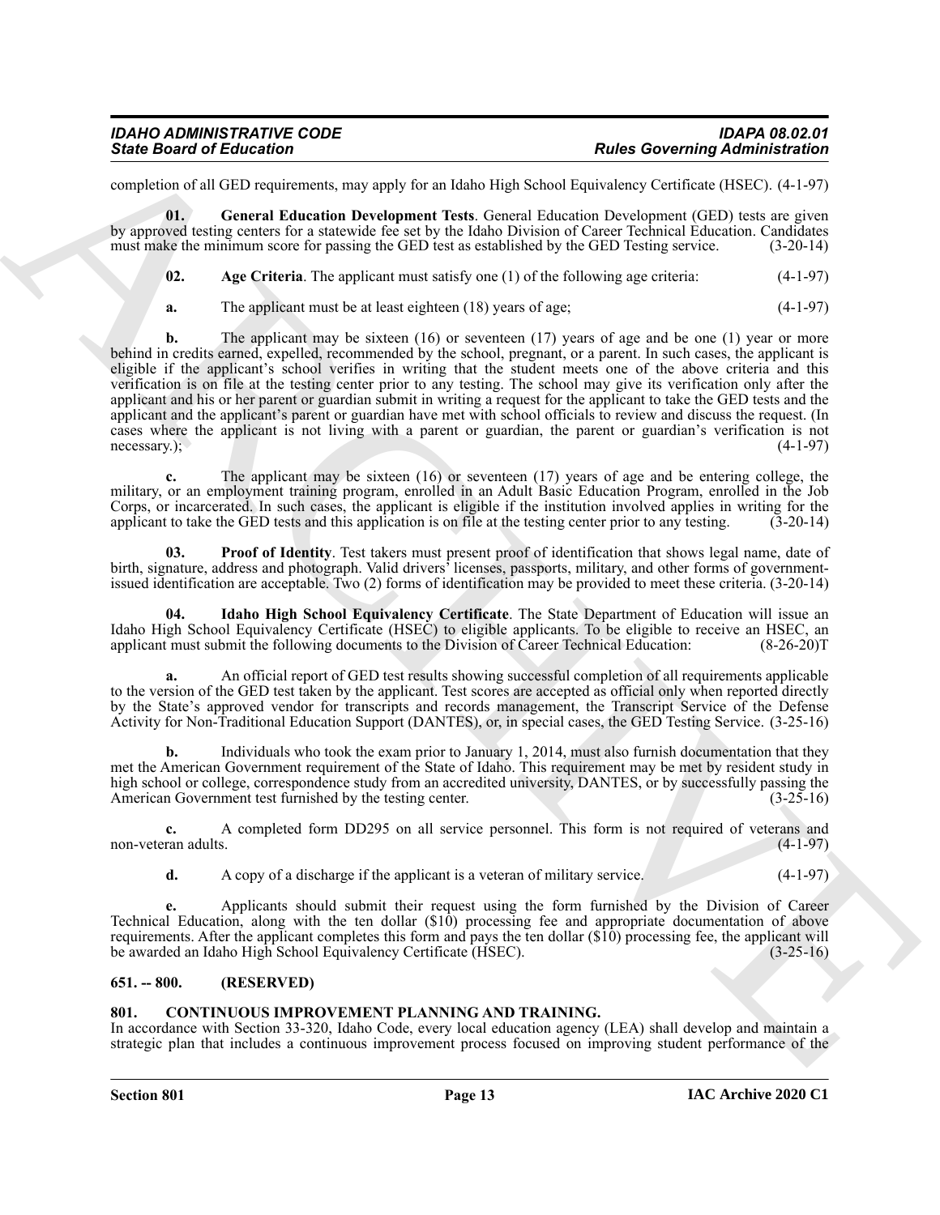completion of all GED requirements, may apply for an Idaho High School Equivalency Certificate (HSEC). (4-1-97)

**01. General Education Development Tests**. General Education Development (GED) tests are given by approved testing centers for a statewide fee set by the Idaho Division of Career Technical Education. Candidates must make the minimum score for passing the GED test as established by the GED Testing service. (3-20-14)

**02. Age Criteria**. The applicant must satisfy one (1) of the following age criteria: (4-1-97)

**a.** The applicant must be at least eighteen (18) years of age; (4-1-97)

**b.** The applicant may be sixteen (16) or seventeen (17) years of age and be one (1) year or more behind in credits earned, expelled, recommended by the school, pregnant, or a parent. In such cases, the applicant is eligible if the applicant's school verifies in writing that the student meets one of the above criteria and this verification is on file at the testing center prior to any testing. The school may give its verification only after the applicant and his or her parent or guardian submit in writing a request for the applicant to take the GED tests and the applicant and the applicant's parent or guardian have met with school officials to review and discuss the request. (In cases where the applicant is not living with a parent or guardian, the parent or guardian's verification is not necessary.); (4-1-97)

**c.** The applicant may be sixteen (16) or seventeen (17) years of age and be entering college, the military, or an employment training program, enrolled in an Adult Basic Education Program, enrolled in the Job Corps, or incarcerated. In such cases, the applicant is eligible if the institution involved applies in writing for the applicant to take the GED tests and this application is on file at the testing center prior to any testing. (3-20-14)

**03. Proof of Identity**. Test takers must present proof of identification that shows legal name, date of birth, signature, address and photograph. Valid drivers' licenses, passports, military, and other forms of government-issued identification are acceptable. Two (2) forms of identification may be provided to meet these criteria. (3-20-14)

**04. Idaho High School Equivalency Certificate**. The State Department of Education will issue an Idaho High School Equivalency Certificate (HSEC) to eligible applicants. To be eligible to receive an HSEC, an applicant must submit the following documents to the Division of Career Technical Education: (8-26-20)T

**a.** An official report of GED test results showing successful completion of all requirements applicable to the version of the GED test taken by the applicant. Test scores are accepted as official only when reported directly by the State's approved vendor for transcripts and records management, the Transcript Service of the Defense Activity for Non-Traditional Education Support (DANTES), or, in special cases, the GED Testing Service. (3-25-16)

**b.** Individuals who took the exam prior to January 1, 2014, must also furnish documentation that they met the American Government requirement of the State of Idaho. This requirement may be met by resident study in high school or college, correspondence study from an accredited university, DANTES, or by successfully passing the American Government test furnished by the testing center. (3-25-16)

**c.** A completed form DD295 on all service personnel. This form is not required of veterans and non-veteran adults. (4-1-97)

**d.** A copy of a discharge if the applicant is a veteran of military service. (4-1-97)

**e.** Applicants should submit their request using the form furnished by the Division of Career Technical Education, along with the ten dollar ($10) processing fee and appropriate documentation of above requirements. After the applicant completes this form and pays the ten dollar ($10) processing fee, the applicant will be awarded an Idaho High School Equivalency Certificate (HSEC). (3-25-16)

## 651. -- 800. (RESERVED)

## 801. CONTINUOUS IMPROVEMENT PLANNING AND TRAINING.

In accordance with Section 33-320, Idaho Code, every local education agency (LEA) shall develop and maintain a strategic plan that includes a continuous improvement process focused on improving student performance of the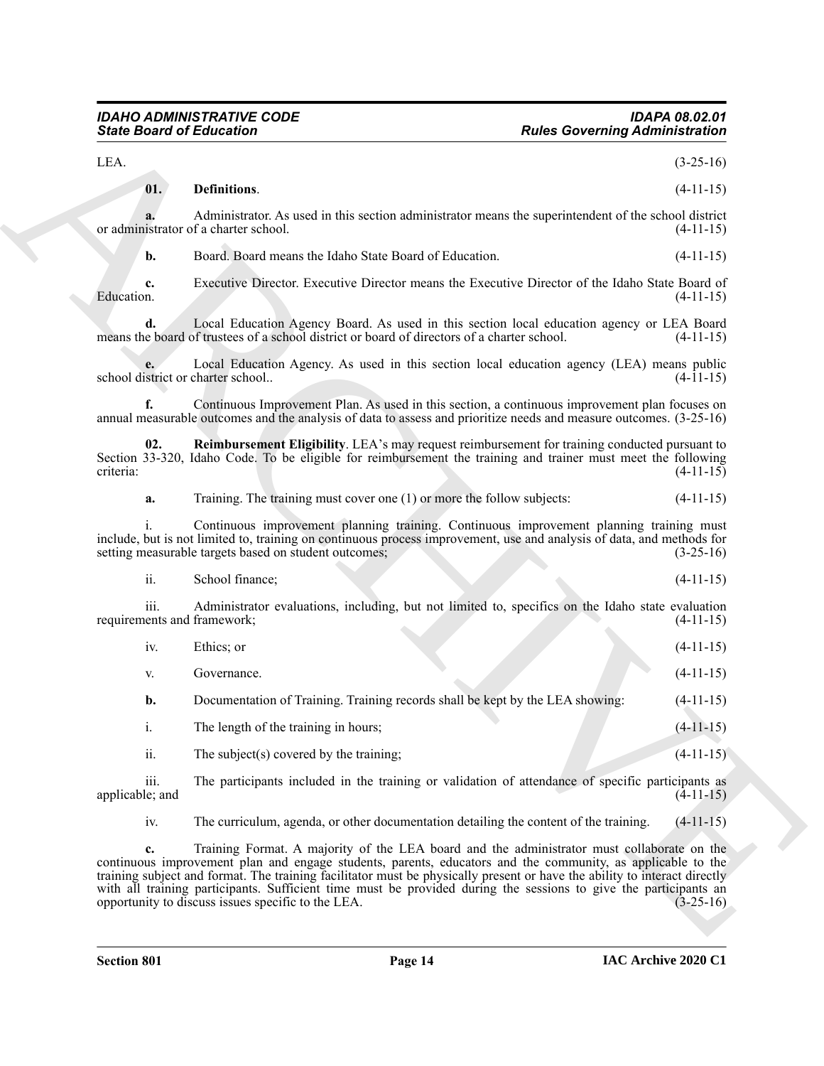LEA. (3-25-16)

**01. Definitions**. (4-11-15)

**a.** Administrator. As used in this section administrator means the superintendent of the school district or administrator of a charter school. (4-11-15)

**b.** Board. Board means the Idaho State Board of Education. (4-11-15)

**c.** Executive Director. Executive Director means the Executive Director of the Idaho State Board of Education. (4-11-15)

**d.** Local Education Agency Board. As used in this section local education agency or LEA Board means the board of trustees of a school district or board of directors of a charter school. (4-11-15)

**e.** Local Education Agency. As used in this section local education agency (LEA) means public school district or charter school.. (4-11-15)

**f.** Continuous Improvement Plan. As used in this section, a continuous improvement plan focuses on annual measurable outcomes and the analysis of data to assess and prioritize needs and measure outcomes. (3-25-16)

**02. Reimbursement Eligibility**. LEA's may request reimbursement for training conducted pursuant to Section 33-320, Idaho Code. To be eligible for reimbursement the training and trainer must meet the following criteria: (4-11-15)

**a.** Training. The training must cover one (1) or more the follow subjects: (4-11-15)

i. Continuous improvement planning training. Continuous improvement planning training must include, but is not limited to, training on continuous process improvement, use and analysis of data, and methods for setting measurable targets based on student outcomes; (3-25-16)

ii. School finance; (4-11-15)

iii. Administrator evaluations, including, but not limited to, specifics on the Idaho state evaluation requirements and framework; (4-11-15)

iv. Ethics; or (4-11-15)

v. Governance. (4-11-15)

**b.** Documentation of Training. Training records shall be kept by the LEA showing: (4-11-15)

i. The length of the training in hours; (4-11-15)

ii. The subject(s) covered by the training; (4-11-15)

iii. The participants included in the training or validation of attendance of specific participants as applicable; and (4-11-15)

iv. The curriculum, agenda, or other documentation detailing the content of the training. (4-11-15)

**c.** Training Format. A majority of the LEA board and the administrator must collaborate on the continuous improvement plan and engage students, parents, educators and the community, as applicable to the training subject and format. The training facilitator must be physically present or have the ability to interact directly with all training participants. Sufficient time must be provided during the sessions to give the participants an opportunity to discuss issues specific to the LEA. (3-25-16)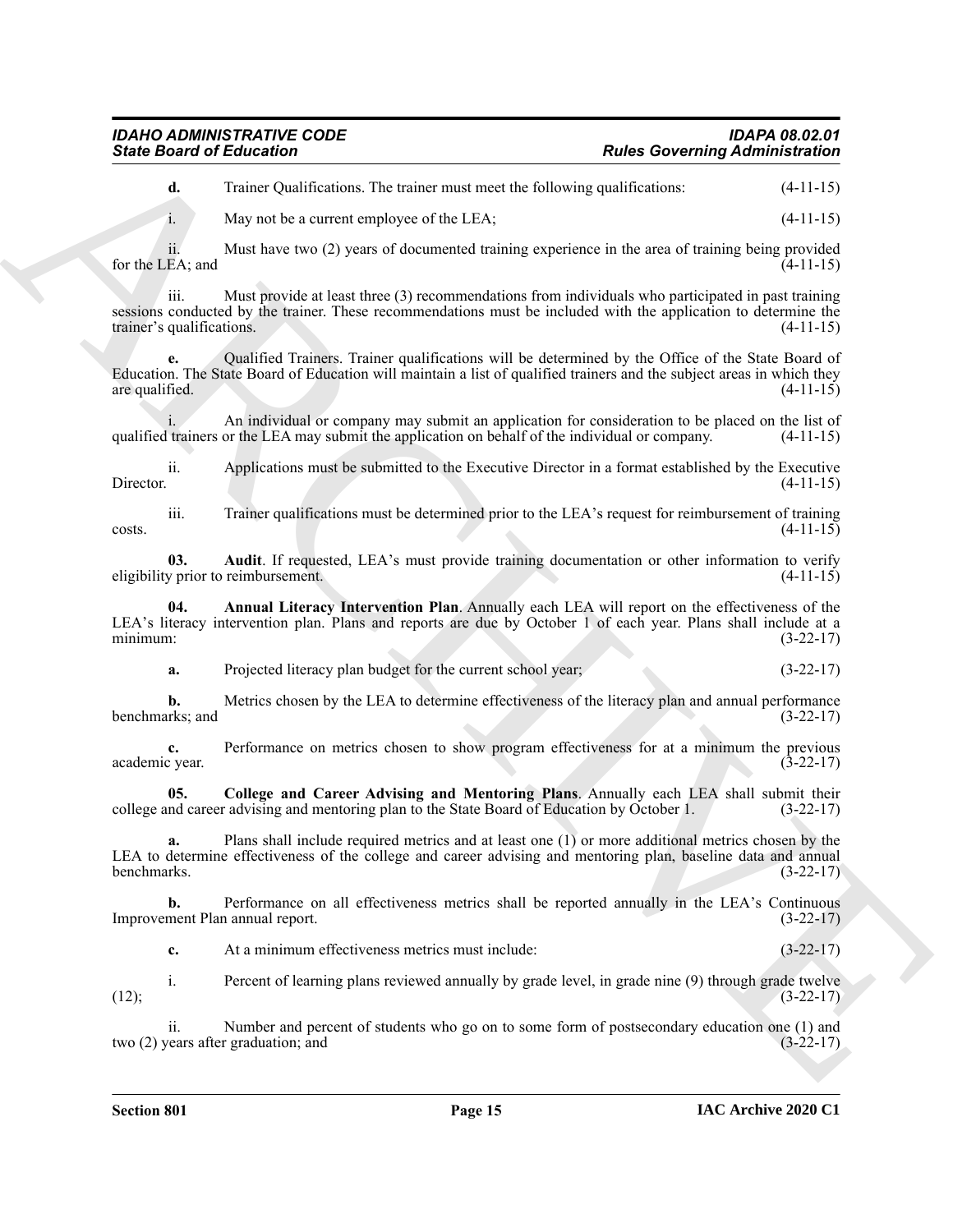**d.** Trainer Qualifications. The trainer must meet the following qualifications: (4-11-15)

i. May not be a current employee of the LEA; (4-11-15)

ii. Must have two (2) years of documented training experience in the area of training being provided for the LEA; and (4-11-15)

iii. Must provide at least three (3) recommendations from individuals who participated in past training sessions conducted by the trainer. These recommendations must be included with the application to determine the trainer's qualifications. (4-11-15)

**e.** Qualified Trainers. Trainer qualifications will be determined by the Office of the State Board of Education. The State Board of Education will maintain a list of qualified trainers and the subject areas in which they are qualified. (4-11-15)

i. An individual or company may submit an application for consideration to be placed on the list of qualified trainers or the LEA may submit the application on behalf of the individual or company. (4-11-15)

ii. Applications must be submitted to the Executive Director in a format established by the Executive Director. (4-11-15)

iii. Trainer qualifications must be determined prior to the LEA's request for reimbursement of training costs. (4-11-15)

**03. Audit**. If requested, LEA's must provide training documentation or other information to verify eligibility prior to reimbursement. (4-11-15)

**04. Annual Literacy Intervention Plan**. Annually each LEA will report on the effectiveness of the LEA's literacy intervention plan. Plans and reports are due by October 1 of each year. Plans shall include at a minimum: (3-22-17)

**a.** Projected literacy plan budget for the current school year; (3-22-17)

**b.** Metrics chosen by the LEA to determine effectiveness of the literacy plan and annual performance benchmarks; and (3-22-17)

**c.** Performance on metrics chosen to show program effectiveness for at a minimum the previous academic year. (3-22-17)

**05. College and Career Advising and Mentoring Plans**. Annually each LEA shall submit their college and career advising and mentoring plan to the State Board of Education by October 1. (3-22-17)

**a.** Plans shall include required metrics and at least one (1) or more additional metrics chosen by the LEA to determine effectiveness of the college and career advising and mentoring plan, baseline data and annual benchmarks. (3-22-17)

**b.** Performance on all effectiveness metrics shall be reported annually in the LEA's Continuous Improvement Plan annual report. (3-22-17)

**c.** At a minimum effectiveness metrics must include: (3-22-17)

i. Percent of learning plans reviewed annually by grade level, in grade nine (9) through grade twelve (12); (3-22-17)

ii. Number and percent of students who go on to some form of postsecondary education one (1) and two (2) years after graduation; and (3-22-17)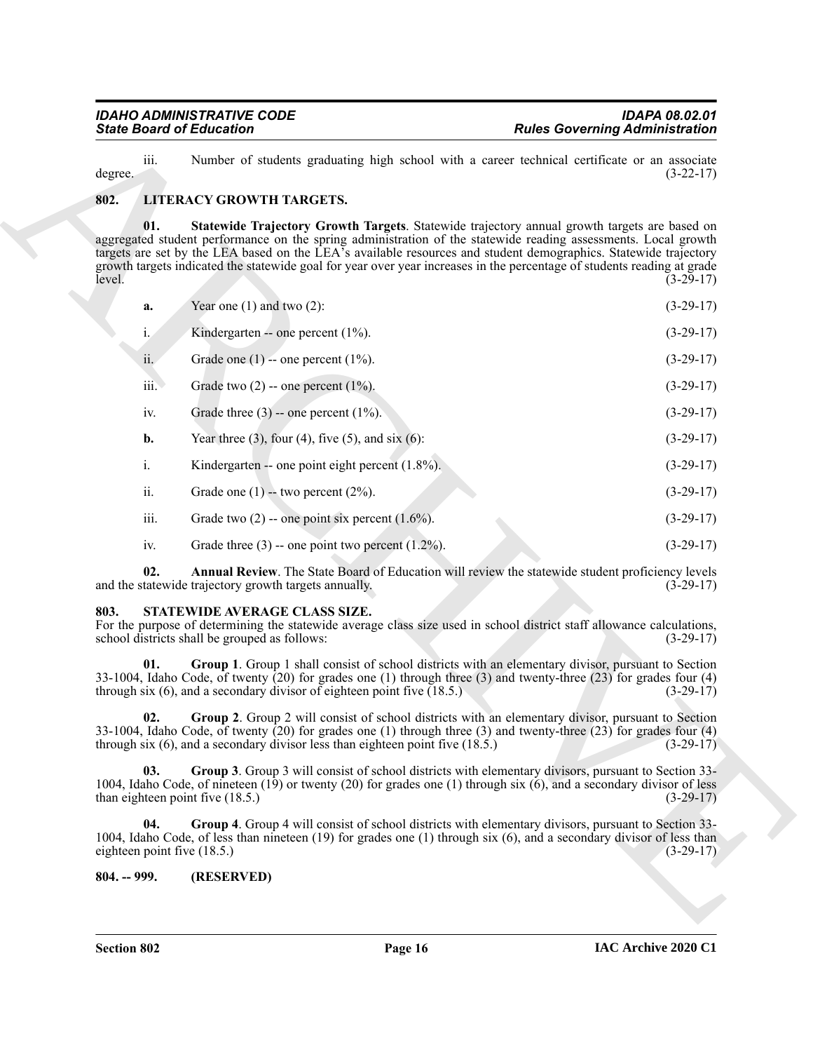iii. Number of students graduating high school with a career technical certificate or an associate degree. (3-22-17)

## 802. LITERACY GROWTH TARGETS.

**01. Statewide Trajectory Growth Targets**. Statewide trajectory annual growth targets are based on aggregated student performance on the spring administration of the statewide reading assessments. Local growth targets are set by the LEA based on the LEA's available resources and student demographics. Statewide trajectory growth targets indicated the statewide goal for year over year increases in the percentage of students reading at grade level. (3-29-17)

**a.** Year one (1) and two (2): (3-29-17)

i. Kindergarten -- one percent (1%). (3-29-17)

ii. Grade one (1) -- one percent (1%). (3-29-17)

iii. Grade two (2) -- one percent (1%). (3-29-17)

iv. Grade three (3) -- one percent (1%). (3-29-17)

**b.** Year three (3), four (4), five (5), and six (6): (3-29-17)

i. Kindergarten -- one point eight percent (1.8%). (3-29-17)

ii. Grade one (1) -- two percent (2%). (3-29-17)

iii. Grade two (2) -- one point six percent (1.6%). (3-29-17)

iv. Grade three (3) -- one point two percent (1.2%). (3-29-17)

**02. Annual Review**. The State Board of Education will review the statewide student proficiency levels and the statewide trajectory growth targets annually. (3-29-17)

## 803. STATEWIDE AVERAGE CLASS SIZE.

For the purpose of determining the statewide average class size used in school district staff allowance calculations, school districts shall be grouped as follows: (3-29-17)

**01. Group 1**. Group 1 shall consist of school districts with an elementary divisor, pursuant to Section 33-1004, Idaho Code, of twenty (20) for grades one (1) through three (3) and twenty-three (23) for grades four (4) through six (6), and a secondary divisor of eighteen point five (18.5.) (3-29-17)

**02. Group 2**. Group 2 will consist of school districts with an elementary divisor, pursuant to Section 33-1004, Idaho Code, of twenty (20) for grades one (1) through three (3) and twenty-three (23) for grades four (4) through six (6), and a secondary divisor less than eighteen point five (18.5.) (3-29-17)

**03. Group 3**. Group 3 will consist of school districts with elementary divisors, pursuant to Section 33-1004, Idaho Code, of nineteen (19) or twenty (20) for grades one (1) through six (6), and a secondary divisor of less than eighteen point five (18.5.) (3-29-17)

**04. Group 4**. Group 4 will consist of school districts with elementary divisors, pursuant to Section 33-1004, Idaho Code, of less than nineteen (19) for grades one (1) through six (6), and a secondary divisor of less than eighteen point five (18.5.) (3-29-17)

## 804. -- 999. (RESERVED)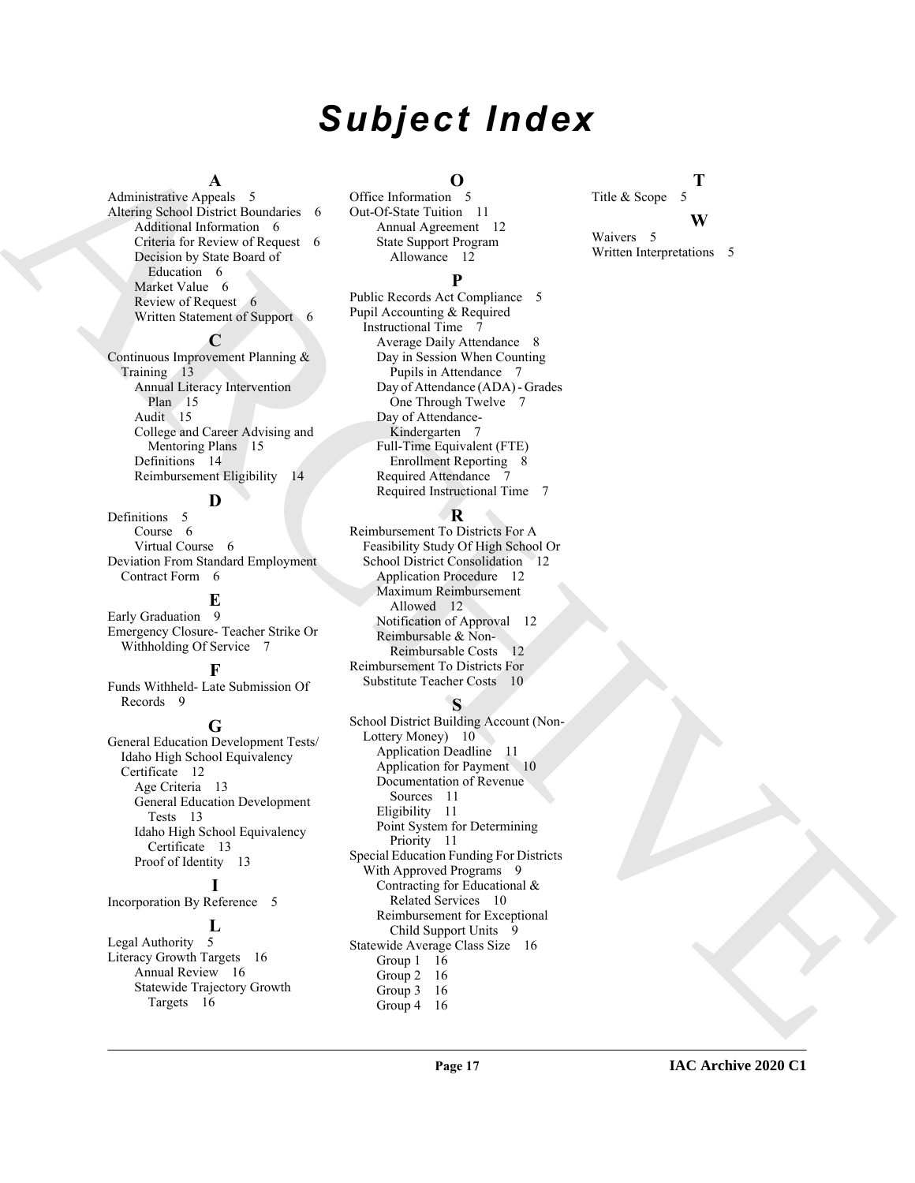# Subject Index

**A**

Administrative Appeals 5
Altering School District Boundaries 6
- Additional Information 6
- Criteria for Review of Request 6
- Decision by State Board of Education 6
- Market Value 6
- Review of Request 6
- Written Statement of Support 6

**C**

Continuous Improvement Planning & Training 13
- Annual Literacy Intervention Plan 15
- Audit 15
- College and Career Advising and Mentoring Plans 15
- Definitions 14
- Reimbursement Eligibility 14

**D**

Definitions 5
- Course 6
- Virtual Course 6

Deviation From Standard Employment Contract Form 6

**E**

Early Graduation 9
Emergency Closure- Teacher Strike Or Withholding Of Service 7

**F**

Funds Withheld- Late Submission Of Records 9

**G**

General Education Development Tests/ Idaho High School Equivalency Certificate 12
- Age Criteria 13
- General Education Development Tests 13
- Idaho High School Equivalency Certificate 13
- Proof of Identity 13

**I**

Incorporation By Reference 5

**L**

Legal Authority 5
Literacy Growth Targets 16
- Annual Review 16
- Statewide Trajectory Growth Targets 16

**O**

Office Information 5
Out-Of-State Tuition 11
- Annual Agreement 12
- State Support Program Allowance 12

**P**

Public Records Act Compliance 5
Pupil Accounting & Required Instructional Time 7
- Average Daily Attendance 8
- Day in Session When Counting Pupils in Attendance 7
- Day of Attendance (ADA) - Grades One Through Twelve 7
- Day of Attendance-Kindergarten 7
- Full-Time Equivalent (FTE) Enrollment Reporting 8
- Required Attendance 7
- Required Instructional Time 7

**R**

Reimbursement To Districts For A Feasibility Study Of High School Or School District Consolidation 12
- Application Procedure 12
- Maximum Reimbursement Allowed 12
- Notification of Approval 12
- Reimbursable & Non-Reimbursable Costs 12

Reimbursement To Districts For Substitute Teacher Costs 10

**S**

School District Building Account (Non-Lottery Money) 10
- Application Deadline 11
- Application for Payment 10
- Documentation of Revenue Sources 11
- Eligibility 11
- Point System for Determining Priority 11

Special Education Funding For Districts With Approved Programs 9
- Contracting for Educational & Related Services 10
- Reimbursement for Exceptional Child Support Units 9

Statewide Average Class Size 16
- Group 1 16
- Group 2 16
- Group 3 16
- Group 4 16

**T**

Title & Scope 5

**W**

Waivers 5
Written Interpretations 5